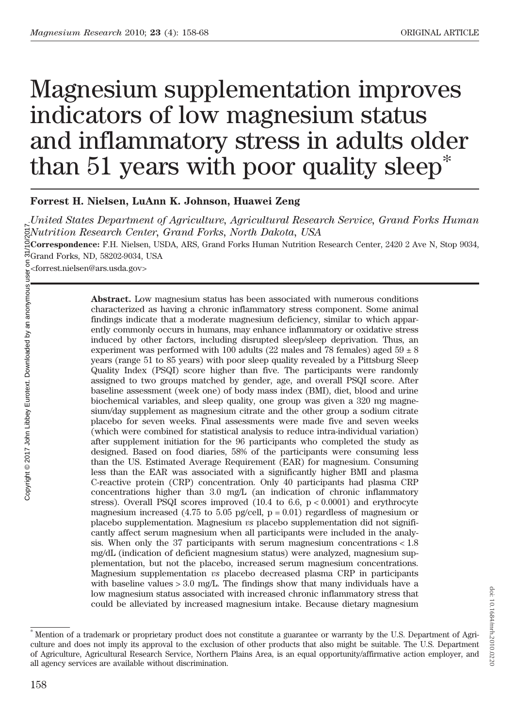# Magnesium supplementation improves indicators of low magnesium status and inflammatory stress in adults older than 51 years with poor quality sleep*

**Forrest H. Nielsen, LuAnn K. Johnson, Huawei Zeng**

*United States Department of Agriculture, Agricultural Research Service, Grand Forks Human Nutrition Research Center, Grand Forks, North Dakota, USA*

**Correspondence:** F.H. Nielsen, USDA, ARS, Grand Forks Human Nutrition Research Center, 2420 2 Ave N, Stop 9034, Grand Forks, ND, 58202-9034, USA

<forrest.nielsen@ars.usda.gov>

**Abstract.** Low magnesium status has been associated with numerous conditions characterized as having a chronic inflammatory stress component. Some animal findings indicate that a moderate magnesium deficiency, similar to which apparently commonly occurs in humans, may enhance inflammatory or oxidative stress induced by other factors, including disrupted sleep/sleep deprivation. Thus, an experiment was performed with 100 adults (22 males and 78 females) aged 59 ± 8 years (range 51 to 85 years) with poor sleep quality revealed by a Pittsburg Sleep Quality Index (PSQI) score higher than five. The participants were randomly assigned to two groups matched by gender, age, and overall PSQI score. After baseline assessment (week one) of body mass index (BMI), diet, blood and urine biochemical variables, and sleep quality, one group was given a 320 mg magnesium/day supplement as magnesium citrate and the other group a sodium citrate placebo for seven weeks. Final assessments were made five and seven weeks (which were combined for statistical analysis to reduce intra-individual variation) after supplement initiation for the 96 participants who completed the study as designed. Based on food diaries, 58% of the participants were consuming less than the US. Estimated Average Requirement (EAR) for magnesium. Consuming less than the EAR was associated with a significantly higher BMI and plasma C-reactive protein (CRP) concentration. Only 40 participants had plasma CRP concentrations higher than 3.0 mg/L (an indication of chronic inflammatory stress). Overall PSQI scores improved (10.4 to 6.6, $p < 0.0001$) and erythrocyte magnesium increased (4.75 to 5.05 pg/cell, $p = 0.01$) regardless of magnesium or placebo supplementation. Magnesium *vs* placebo supplementation did not significantly affect serum magnesium when all participants were included in the analysis. When only the 37 participants with serum magnesium concentrations < 1.8 mg/dL (indication of deficient magnesium status) were analyzed, magnesium supplementation, but not the placebo, increased serum magnesium concentrations. Magnesium supplementation *vs* placebo decreased plasma CRP in participants with baseline values > 3.0 mg/L. The findings show that many individuals have a low magnesium status associated with increased chronic inflammatory stress that could be alleviated by increased magnesium intake. Because dietary magnesium

---

* Mention of a trademark or proprietary product does not constitute a guarantee or warranty by the U.S. Department of Agriculture and does not imply its approval to the exclusion of other products that also might be suitable. The U.S. Department of Agriculture, Agricultural Research Service, Northern Plains Area, is an equal opportunity/affirmative action employer, and all agency services are available without discrimination.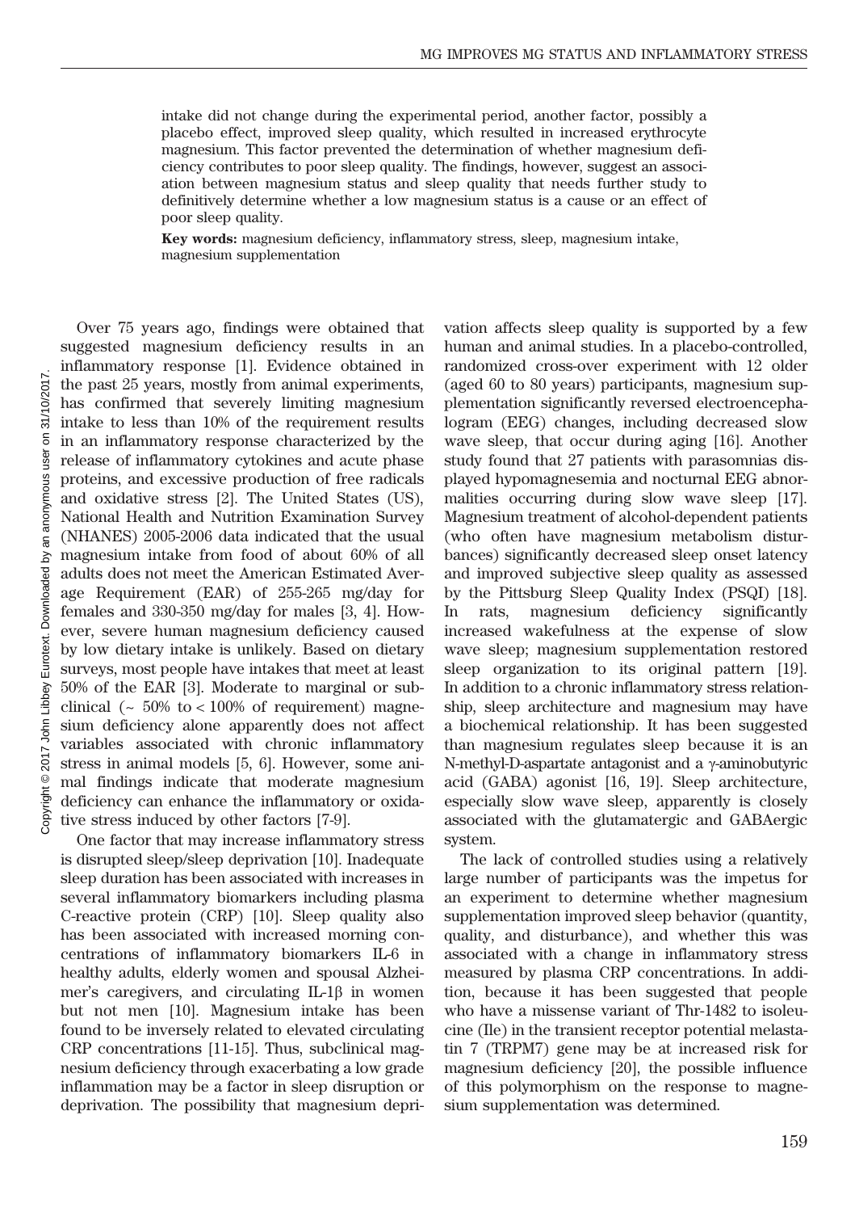intake did not change during the experimental period, another factor, possibly a placebo effect, improved sleep quality, which resulted in increased erythrocyte magnesium. This factor prevented the determination of whether magnesium deficiency contributes to poor sleep quality. The findings, however, suggest an association between magnesium status and sleep quality that needs further study to definitively determine whether a low magnesium status is a cause or an effect of poor sleep quality.

**Key words:** magnesium deficiency, inflammatory stress, sleep, magnesium intake, magnesium supplementation

Over 75 years ago, findings were obtained that suggested magnesium deficiency results in an inflammatory response [1]. Evidence obtained in the past 25 years, mostly from animal experiments, has confirmed that severely limiting magnesium intake to less than 10% of the requirement results in an inflammatory response characterized by the release of inflammatory cytokines and acute phase proteins, and excessive production of free radicals and oxidative stress [2]. The United States (US), National Health and Nutrition Examination Survey (NHANES) 2005-2006 data indicated that the usual magnesium intake from food of about 60% of all adults does not meet the American Estimated Average Requirement (EAR) of 255-265 mg/day for females and 330-350 mg/day for males [3, 4]. However, severe human magnesium deficiency caused by low dietary intake is unlikely. Based on dietary surveys, most people have intakes that meet at least 50% of the EAR [3]. Moderate to marginal or subclinical (~ 50% to < 100% of requirement) magnesium deficiency alone apparently does not affect variables associated with chronic inflammatory stress in animal models [5, 6]. However, some animal findings indicate that moderate magnesium deficiency can enhance the inflammatory or oxidative stress induced by other factors [7-9].

One factor that may increase inflammatory stress is disrupted sleep/sleep deprivation [10]. Inadequate sleep duration has been associated with increases in several inflammatory biomarkers including plasma C-reactive protein (CRP) [10]. Sleep quality also has been associated with increased morning concentrations of inflammatory biomarkers IL-6 in healthy adults, elderly women and spousal Alzheimer's caregivers, and circulating IL-1β in women but not men [10]. Magnesium intake has been found to be inversely related to elevated circulating CRP concentrations [11-15]. Thus, subclinical magnesium deficiency through exacerbating a low grade inflammation may be a factor in sleep disruption or deprivation. The possibility that magnesium deprivation affects sleep quality is supported by a few human and animal studies. In a placebo-controlled, randomized cross-over experiment with 12 older (aged 60 to 80 years) participants, magnesium supplementation significantly reversed electroencephalogram (EEG) changes, including decreased slow wave sleep, that occur during aging [16]. Another study found that 27 patients with parasomnias displayed hypomagnesemia and nocturnal EEG abnormalities occurring during slow wave sleep [17]. Magnesium treatment of alcohol-dependent patients (who often have magnesium metabolism disturbances) significantly decreased sleep onset latency and improved subjective sleep quality as assessed by the Pittsburg Sleep Quality Index (PSQI) [18]. In rats, magnesium deficiency significantly increased wakefulness at the expense of slow wave sleep; magnesium supplementation restored sleep organization to its original pattern [19]. In addition to a chronic inflammatory stress relationship, sleep architecture and magnesium may have a biochemical relationship. It has been suggested than magnesium regulates sleep because it is an N-methyl-D-aspartate antagonist and a γ-aminobutyric acid (GABA) agonist [16, 19]. Sleep architecture, especially slow wave sleep, apparently is closely associated with the glutamatergic and GABAergic system.

The lack of controlled studies using a relatively large number of participants was the impetus for an experiment to determine whether magnesium supplementation improved sleep behavior (quantity, quality, and disturbance), and whether this was associated with a change in inflammatory stress measured by plasma CRP concentrations. In addition, because it has been suggested that people who have a missense variant of Thr-1482 to isoleucine (Ile) in the transient receptor potential melastatin 7 (TRPM7) gene may be at increased risk for magnesium deficiency [20], the possible influence of this polymorphism on the response to magnesium supplementation was determined.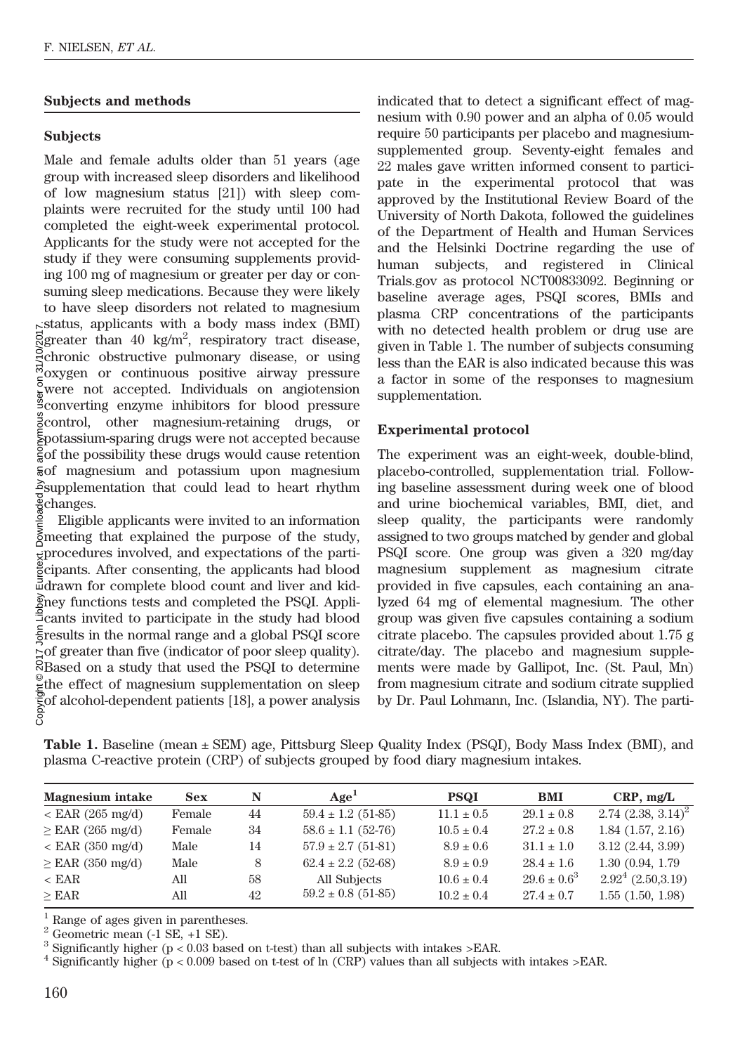## Subjects and methods

### Subjects

Male and female adults older than 51 years (age group with increased sleep disorders and likelihood of low magnesium status [21]) with sleep complaints were recruited for the study until 100 had completed the eight-week experimental protocol. Applicants for the study were not accepted for the study if they were consuming supplements providing 100 mg of magnesium or greater per day or consuming sleep medications. Because they were likely to have sleep disorders not related to magnesium status, applicants with a body mass index (BMI) greater than 40 kg/m$^2$, respiratory tract disease, chronic obstructive pulmonary disease, or using oxygen or continuous positive airway pressure were not accepted. Individuals on angiotension converting enzyme inhibitors for blood pressure control, other magnesium-retaining drugs, or potassium-sparing drugs were not accepted because of the possibility these drugs would cause retention of magnesium and potassium upon magnesium supplementation that could lead to heart rhythm changes.

Eligible applicants were invited to an information meeting that explained the purpose of the study, procedures involved, and expectations of the participants. After consenting, the applicants had blood drawn for complete blood count and liver and kidney functions tests and completed the PSQI. Applicants invited to participate in the study had blood results in the normal range and a global PSQI score of greater than five (indicator of poor sleep quality). Based on a study that used the PSQI to determine the effect of magnesium supplementation on sleep of alcohol-dependent patients [18], a power analysis indicated that to detect a significant effect of magnesium with 0.90 power and an alpha of 0.05 would require 50 participants per placebo and magnesium-supplemented group. Seventy-eight females and 22 males gave written informed consent to participate in the experimental protocol that was approved by the Institutional Review Board of the University of North Dakota, followed the guidelines of the Department of Health and Human Services and the Helsinki Doctrine regarding the use of human subjects, and registered in Clinical Trials.gov as protocol NCT00833092. Beginning or baseline average ages, PSQI scores, BMIs and plasma CRP concentrations of the participants with no detected health problem or drug use are given in Table 1. The number of subjects consuming less than the EAR is also indicated because this was a factor in some of the responses to magnesium supplementation.

### Experimental protocol

The experiment was an eight-week, double-blind, placebo-controlled, supplementation trial. Following baseline assessment during week one of blood and urine biochemical variables, BMI, diet, and sleep quality, the participants were randomly assigned to two groups matched by gender and global PSQI score. One group was given a 320 mg/day magnesium supplement as magnesium citrate provided in five capsules, each containing an analyzed 64 mg of elemental magnesium. The other group was given five capsules containing a sodium citrate placebo. The capsules provided about 1.75 g citrate/day. The placebo and magnesium supplements were made by Gallipot, Inc. (St. Paul, Mn) from magnesium citrate and sodium citrate supplied by Dr. Paul Lohmann, Inc. (Islandia, NY). The parti-

**Table 1.** Baseline (mean ± SEM) age, Pittsburg Sleep Quality Index (PSQI), Body Mass Index (BMI), and plasma C-reactive protein (CRP) of subjects grouped by food diary magnesium intakes.

| Magnesium intake | Sex | N | Age[1] | PSQI | BMI | CRP, mg/L |
|---|---|---|---|---|---|---|
| < EAR (265 mg/d) | Female | 44 | 59.4 ± 1.2 (51-85) | 11.1 ± 0.5 | 29.1 ± 0.8 | 2.74 (2.38, 3.14)[2] |
| ≥ EAR (265 mg/d) | Female | 34 | 58.6 ± 1.1 (52-76) | 10.5 ± 0.4 | 27.2 ± 0.8 | 1.84 (1.57, 2.16) |
| < EAR (350 mg/d) | Male | 14 | 57.9 ± 2.7 (51-81) | 8.9 ± 0.6 | 31.1 ± 1.0 | 3.12 (2.44, 3.99) |
| ≥ EAR (350 mg/d) | Male | 8 | 62.4 ± 2.2 (52-68) | 8.9 ± 0.9 | 28.4 ± 1.6 | 1.30 (0.94, 1.79 |
| < EAR | All | 58 | All Subjects | 10.6 ± 0.4 | 29.6 ± 0.6[3] | 2.92[4] (2.50,3.19) |
| ≥ EAR | All | 42 | 59.2 ± 0.8 (51-85) | 10.2 ± 0.4 | 27.4 ± 0.7 | 1.55 (1.50, 1.98) |

[1] Range of ages given in parentheses.
[2] Geometric mean (-1 SE, +1 SE).
[3] Significantly higher ($p < 0.03$ based on t-test) than all subjects with intakes >EAR.
[4] Significantly higher ($p < 0.009$ based on t-test of ln (CRP) values than all subjects with intakes >EAR.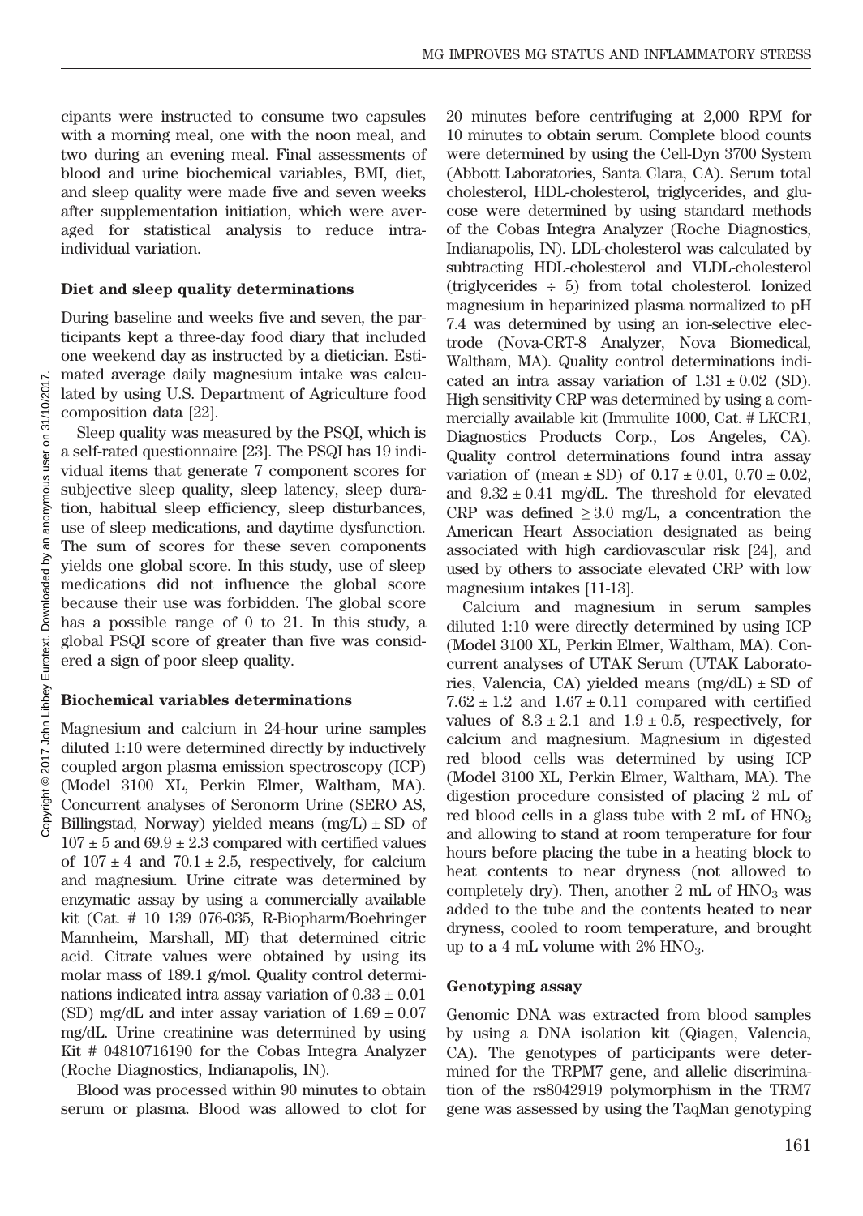cipants were instructed to consume two capsules with a morning meal, one with the noon meal, and two during an evening meal. Final assessments of blood and urine biochemical variables, BMI, diet, and sleep quality were made five and seven weeks after supplementation initiation, which were averaged for statistical analysis to reduce intra-individual variation.

### Diet and sleep quality determinations

During baseline and weeks five and seven, the participants kept a three-day food diary that included one weekend day as instructed by a dietician. Estimated average daily magnesium intake was calculated by using U.S. Department of Agriculture food composition data [22].

Sleep quality was measured by the PSQI, which is a self-rated questionnaire [23]. The PSQI has 19 individual items that generate 7 component scores for subjective sleep quality, sleep latency, sleep duration, habitual sleep efficiency, sleep disturbances, use of sleep medications, and daytime dysfunction. The sum of scores for these seven components yields one global score. In this study, use of sleep medications did not influence the global score because their use was forbidden. The global score has a possible range of 0 to 21. In this study, a global PSQI score of greater than five was considered a sign of poor sleep quality.

### Biochemical variables determinations

Magnesium and calcium in 24-hour urine samples diluted 1:10 were determined directly by inductively coupled argon plasma emission spectroscopy (ICP) (Model 3100 XL, Perkin Elmer, Waltham, MA). Concurrent analyses of Seronorm Urine (SERO AS, Billingstad, Norway) yielded means (mg/L) ± SD of $107 \pm 5$ and $69.9 \pm 2.3$ compared with certified values of $107 \pm 4$ and $70.1 \pm 2.5$, respectively, for calcium and magnesium. Urine citrate was determined by enzymatic assay by using a commercially available kit (Cat. # 10 139 076-035, R-Biopharm/Boehringer Mannheim, Marshall, MI) that determined citric acid. Citrate values were obtained by using its molar mass of 189.1 g/mol. Quality control determinations indicated intra assay variation of $0.33 \pm 0.01$ (SD) mg/dL and inter assay variation of $1.69 \pm 0.07$ mg/dL. Urine creatinine was determined by using Kit # 04810716190 for the Cobas Integra Analyzer (Roche Diagnostics, Indianapolis, IN).

Blood was processed within 90 minutes to obtain serum or plasma. Blood was allowed to clot for 20 minutes before centrifuging at 2,000 RPM for 10 minutes to obtain serum. Complete blood counts were determined by using the Cell-Dyn 3700 System (Abbott Laboratories, Santa Clara, CA). Serum total cholesterol, HDL-cholesterol, triglycerides, and glucose were determined by using standard methods of the Cobas Integra Analyzer (Roche Diagnostics, Indianapolis, IN). LDL-cholesterol was calculated by subtracting HDL-cholesterol and VLDL-cholesterol (triglycerides ÷ 5) from total cholesterol. Ionized magnesium in heparinized plasma normalized to pH 7.4 was determined by using an ion-selective electrode (Nova-CRT-8 Analyzer, Nova Biomedical, Waltham, MA). Quality control determinations indicated an intra assay variation of $1.31 \pm 0.02$ (SD). High sensitivity CRP was determined by using a commercially available kit (Immulite 1000, Cat. # LKCR1, Diagnostics Products Corp., Los Angeles, CA). Quality control determinations found intra assay variation of (mean ± SD) of $0.17 \pm 0.01$, $0.70 \pm 0.02$, and $9.32 \pm 0.41$ mg/dL. The threshold for elevated CRP was defined $\geq 3.0$ mg/L, a concentration the American Heart Association designated as being associated with high cardiovascular risk [24], and used by others to associate elevated CRP with low magnesium intakes [11-13].

Calcium and magnesium in serum samples diluted 1:10 were directly determined by using ICP (Model 3100 XL, Perkin Elmer, Waltham, MA). Concurrent analyses of UTAK Serum (UTAK Laboratories, Valencia, CA) yielded means (mg/dL) ± SD of $7.62 \pm 1.2$ and $1.67 \pm 0.11$ compared with certified values of $8.3 \pm 2.1$ and $1.9 \pm 0.5$, respectively, for calcium and magnesium. Magnesium in digested red blood cells was determined by using ICP (Model 3100 XL, Perkin Elmer, Waltham, MA). The digestion procedure consisted of placing 2 mL of red blood cells in a glass tube with 2 mL of $HNO_3$ and allowing to stand at room temperature for four hours before placing the tube in a heating block to heat contents to near dryness (not allowed to completely dry). Then, another 2 mL of $HNO_3$ was added to the tube and the contents heated to near dryness, cooled to room temperature, and brought up to a 4 mL volume with 2% $HNO_3$.

### Genotyping assay

Genomic DNA was extracted from blood samples by using a DNA isolation kit (Qiagen, Valencia, CA). The genotypes of participants were determined for the TRPM7 gene, and allelic discrimination of the rs8042919 polymorphism in the TRM7 gene was assessed by using the TaqMan genotyping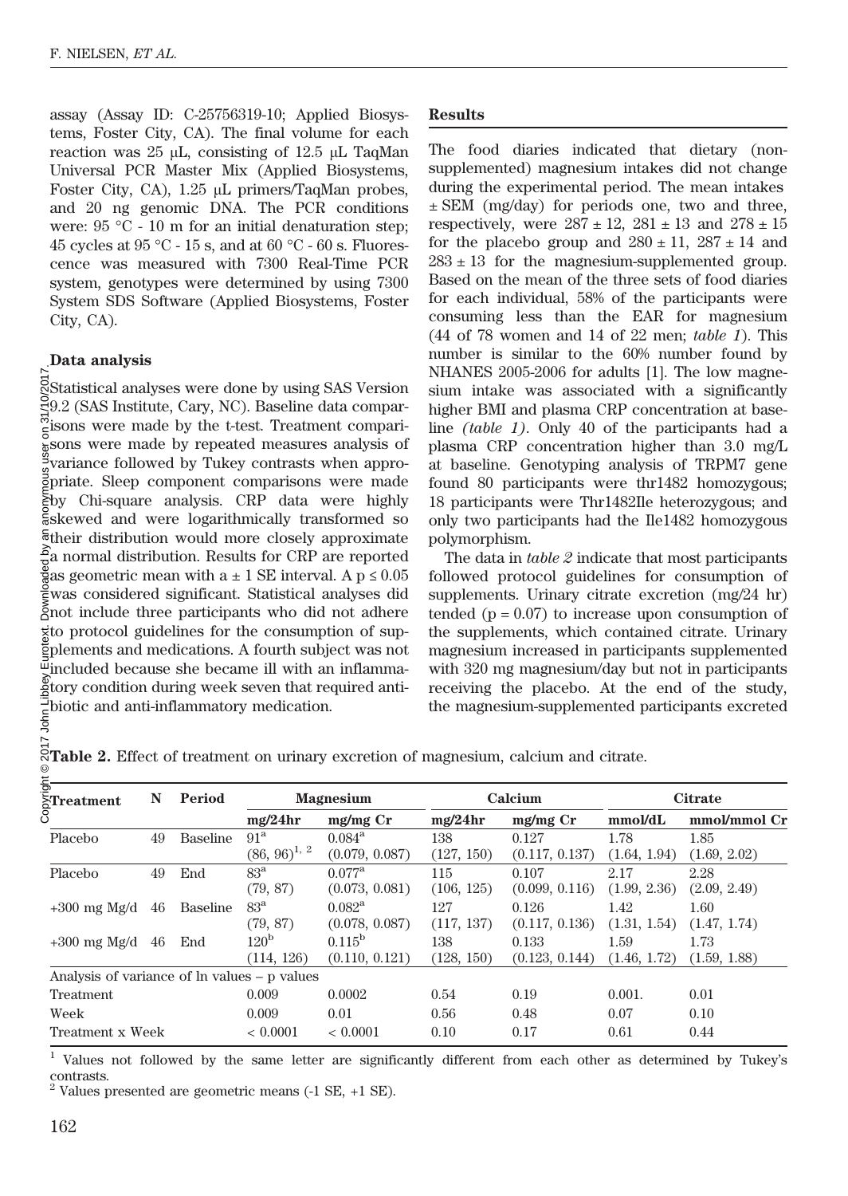assay (Assay ID: C-25756319-10; Applied Biosystems, Foster City, CA). The final volume for each reaction was 25 μL, consisting of 12.5 μL TaqMan Universal PCR Master Mix (Applied Biosystems, Foster City, CA), 1.25 μL primers/TaqMan probes, and 20 ng genomic DNA. The PCR conditions were: 95 °C - 10 m for an initial denaturation step; 45 cycles at 95 °C - 15 s, and at 60 °C - 60 s. Fluorescence was measured with 7300 Real-Time PCR system, genotypes were determined by using 7300 System SDS Software (Applied Biosystems, Foster City, CA).

### Data analysis

Statistical analyses were done by using SAS Version 9.2 (SAS Institute, Cary, NC). Baseline data comparisons were made by the t-test. Treatment comparisons were made by repeated measures analysis of variance followed by Tukey contrasts when appropriate. Sleep component comparisons were made by Chi-square analysis. CRP data were highly skewed and were logarithmically transformed so their distribution would more closely approximate a normal distribution. Results for CRP are reported as geometric mean with a ± 1 SE interval. A $p \leq 0.05$ was considered significant. Statistical analyses did not include three participants who did not adhere to protocol guidelines for the consumption of supplements and medications. A fourth subject was not included because she became ill with an inflammatory condition during week seven that required antibiotic and anti-inflammatory medication.

## Results

The food diaries indicated that dietary (non-supplemented) magnesium intakes did not change during the experimental period. The mean intakes ± SEM (mg/day) for periods one, two and three, respectively, were 287 ± 12, 281 ± 13 and 278 ± 15 for the placebo group and 280 ± 11, 287 ± 14 and 283 ± 13 for the magnesium-supplemented group. Based on the mean of the three sets of food diaries for each individual, 58% of the participants were consuming less than the EAR for magnesium (44 of 78 women and 14 of 22 men; *table 1*). This number is similar to the 60% number found by NHANES 2005-2006 for adults [1]. The low magnesium intake was associated with a significantly higher BMI and plasma CRP concentration at baseline *(table 1)*. Only 40 of the participants had a plasma CRP concentration higher than 3.0 mg/L at baseline. Genotyping analysis of TRPM7 gene found 80 participants were thr1482 homozygous; 18 participants were Thr1482Ile heterozygous; and only two participants had the Ile1482 homozygous polymorphism.

The data in *table 2* indicate that most participants followed protocol guidelines for consumption of supplements. Urinary citrate excretion (mg/24 hr) tended ($p = 0.07$) to increase upon consumption of the supplements, which contained citrate. Urinary magnesium increased in participants supplemented with 320 mg magnesium/day but not in participants receiving the placebo. At the end of the study, the magnesium-supplemented participants excreted

**Table 2.** Effect of treatment on urinary excretion of magnesium, calcium and citrate.

| Treatment | N | Period | Magnesium | | Calcium | | Citrate | |
|---|---|---|---|---|---|---|---|---|
| | | | mg/24hr | mg/mg Cr | mg/24hr | mg/mg Cr | mmol/dL | mmol/mmol Cr |
| Placebo | 49 | Baseline | 91[a] (86, 96)[1, 2] | 0.084[a] (0.079, 0.087) | 138 (127, 150) | 0.127 (0.117, 0.137) | 1.78 (1.64, 1.94) | 1.85 (1.69, 2.02) |
| Placebo | 49 | End | 83[a] (79, 87) | 0.077[a] (0.073, 0.081) | 115 (106, 125) | 0.107 (0.099, 0.116) | 2.17 (1.99, 2.36) | 2.28 (2.09, 2.49) |
| +300 mg Mg/d | 46 | Baseline | 83[a] (79, 87) | 0.082[a] (0.078, 0.087) | 127 (117, 137) | 0.126 (0.117, 0.136) | 1.42 (1.31, 1.54) | 1.60 (1.47, 1.74) |
| +300 mg Mg/d | 46 | End | 120[b] (114, 126) | 0.115[b] (0.110, 0.121) | 138 (128, 150) | 0.133 (0.123, 0.144) | 1.59 (1.46, 1.72) | 1.73 (1.59, 1.88) |
| Analysis of variance of ln values – p values | | | | | | | | |
| Treatment | | | 0.009 | 0.0002 | 0.54 | 0.19 | 0.001. | 0.01 |
| Week | | | 0.009 | 0.01 | 0.56 | 0.48 | 0.07 | 0.10 |
| Treatment x Week | | | < 0.0001 | < 0.0001 | 0.10 | 0.17 | 0.61 | 0.44 |

[1] Values not followed by the same letter are significantly different from each other as determined by Tukey's contrasts.
[2] Values presented are geometric means (-1 SE, +1 SE).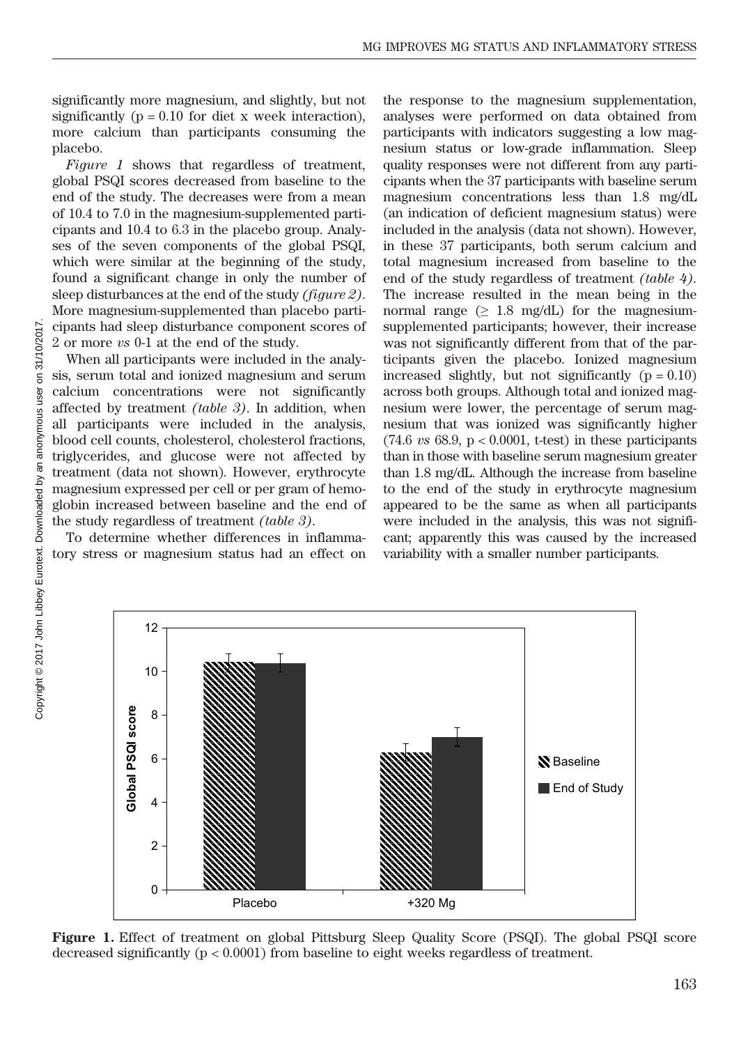significantly more magnesium, and slightly, but not significantly ($p = 0.10$ for diet x week interaction), more calcium than participants consuming the placebo.

*Figure 1* shows that regardless of treatment, global PSQI scores decreased from baseline to the end of the study. The decreases were from a mean of 10.4 to 7.0 in the magnesium-supplemented participants and 10.4 to 6.3 in the placebo group. Analyses of the seven components of the global PSQI, which were similar at the beginning of the study, found a significant change in only the number of sleep disturbances at the end of the study *(figure 2)*. More magnesium-supplemented than placebo participants had sleep disturbance component scores of 2 or more *vs* 0-1 at the end of the study.

When all participants were included in the analysis, serum total and ionized magnesium and serum calcium concentrations were not significantly affected by treatment *(table 3)*. In addition, when all participants were included in the analysis, blood cell counts, cholesterol, cholesterol fractions, triglycerides, and glucose were not affected by treatment (data not shown). However, erythrocyte magnesium expressed per cell or per gram of hemoglobin increased between baseline and the end of the study regardless of treatment *(table 3)*.

To determine whether differences in inflammatory stress or magnesium status had an effect on the response to the magnesium supplementation, analyses were performed on data obtained from participants with indicators suggesting a low magnesium status or low-grade inflammation. Sleep quality responses were not different from any participants when the 37 participants with baseline serum magnesium concentrations less than 1.8 mg/dL (an indication of deficient magnesium status) were included in the analysis (data not shown). However, in these 37 participants, both serum calcium and total magnesium increased from baseline to the end of the study regardless of treatment *(table 4)*. The increase resulted in the mean being in the normal range ($\geq$ 1.8 mg/dL) for the magnesium-supplemented participants; however, their increase was not significantly different from that of the participants given the placebo. Ionized magnesium increased slightly, but not significantly ($p = 0.10$) across both groups. Although total and ionized magnesium were lower, the percentage of serum magnesium that was ionized was significantly higher (74.6 *vs* 68.9, $p < 0.0001$, t-test) in these participants than in those with baseline serum magnesium greater than 1.8 mg/dL. Although the increase from baseline to the end of the study in erythrocyte magnesium appeared to be the same as when all participants were included in the analysis, this was not significant; apparently this was caused by the increased variability with a smaller number participants.

**Figure 1.** Effect of treatment on global Pittsburg Sleep Quality Score (PSQI). The global PSQI score decreased significantly ($p < 0.0001$) from baseline to eight weeks regardless of treatment.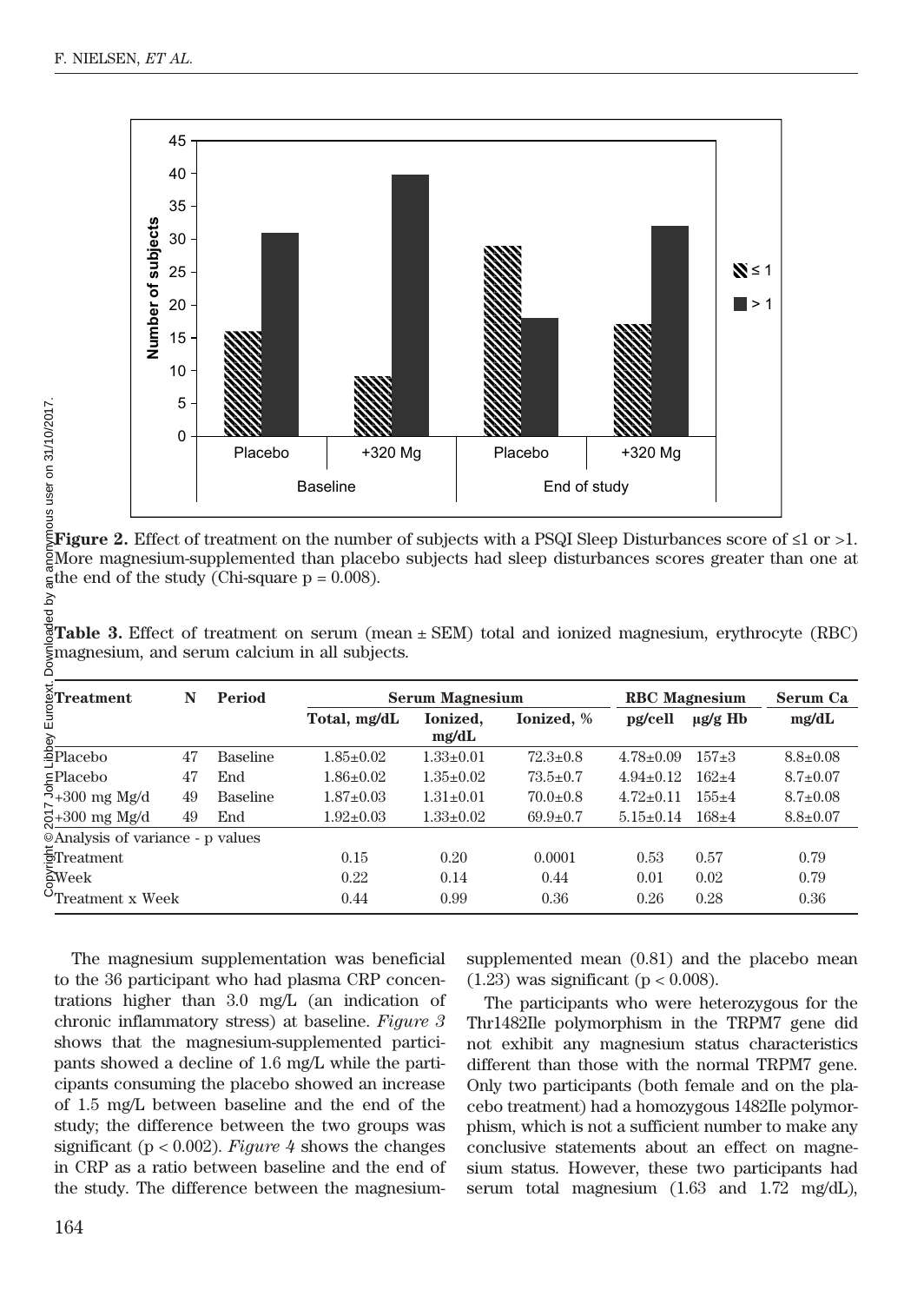**Figure 2.** Effect of treatment on the number of subjects with a PSQI Sleep Disturbances score of ≤1 or >1. More magnesium-supplemented than placebo subjects had sleep disturbances scores greater than one at the end of the study (Chi-square p = 0.008).

**Table 3.** Effect of treatment on serum (mean ± SEM) total and ionized magnesium, erythrocyte (RBC) magnesium, and serum calcium in all subjects.

| Treatment | N | Period | Serum Magnesium | | | RBC Magnesium | | Serum Ca |
|---|---|---|---|---|---|---|---|---|
| | | | Total, mg/dL | Ionized, mg/dL | Ionized, % | pg/cell | µg/g Hb | mg/dL |
| Placebo | 47 | Baseline | 1.85±0.02 | 1.33±0.01 | 72.3±0.8 | 4.78±0.09 | 157±3 | 8.8±0.08 |
| Placebo | 47 | End | 1.86±0.02 | 1.35±0.02 | 73.5±0.7 | 4.94±0.12 | 162±4 | 8.7±0.07 |
| +300 mg Mg/d | 49 | Baseline | 1.87±0.03 | 1.31±0.01 | 70.0±0.8 | 4.72±0.11 | 155±4 | 8.7±0.08 |
| +300 mg Mg/d | 49 | End | 1.92±0.03 | 1.33±0.02 | 69.9±0.7 | 5.15±0.14 | 168±4 | 8.8±0.07 |
| Analysis of variance - p values | | | | | | | | |
| Treatment | | | 0.15 | 0.20 | 0.0001 | 0.53 | 0.57 | 0.79 |
| Week | | | 0.22 | 0.14 | 0.44 | 0.01 | 0.02 | 0.79 |
| Treatment x Week | | | 0.44 | 0.99 | 0.36 | 0.26 | 0.28 | 0.36 |

The magnesium supplementation was beneficial to the 36 participant who had plasma CRP concentrations higher than 3.0 mg/L (an indication of chronic inflammatory stress) at baseline. *Figure 3* shows that the magnesium-supplemented participants showed a decline of 1.6 mg/L while the participants consuming the placebo showed an increase of 1.5 mg/L between baseline and the end of the study; the difference between the two groups was significant ($p < 0.002$). *Figure 4* shows the changes in CRP as a ratio between baseline and the end of the study. The difference between the magnesium-supplemented mean (0.81) and the placebo mean (1.23) was significant ($p < 0.008$).

The participants who were heterozygous for the Thr1482Ile polymorphism in the TRPM7 gene did not exhibit any magnesium status characteristics different than those with the normal TRPM7 gene. Only two participants (both female and on the placebo treatment) had a homozygous 1482Ile polymorphism, which is not a sufficient number to make any conclusive statements about an effect on magnesium status. However, these two participants had serum total magnesium (1.63 and 1.72 mg/dL),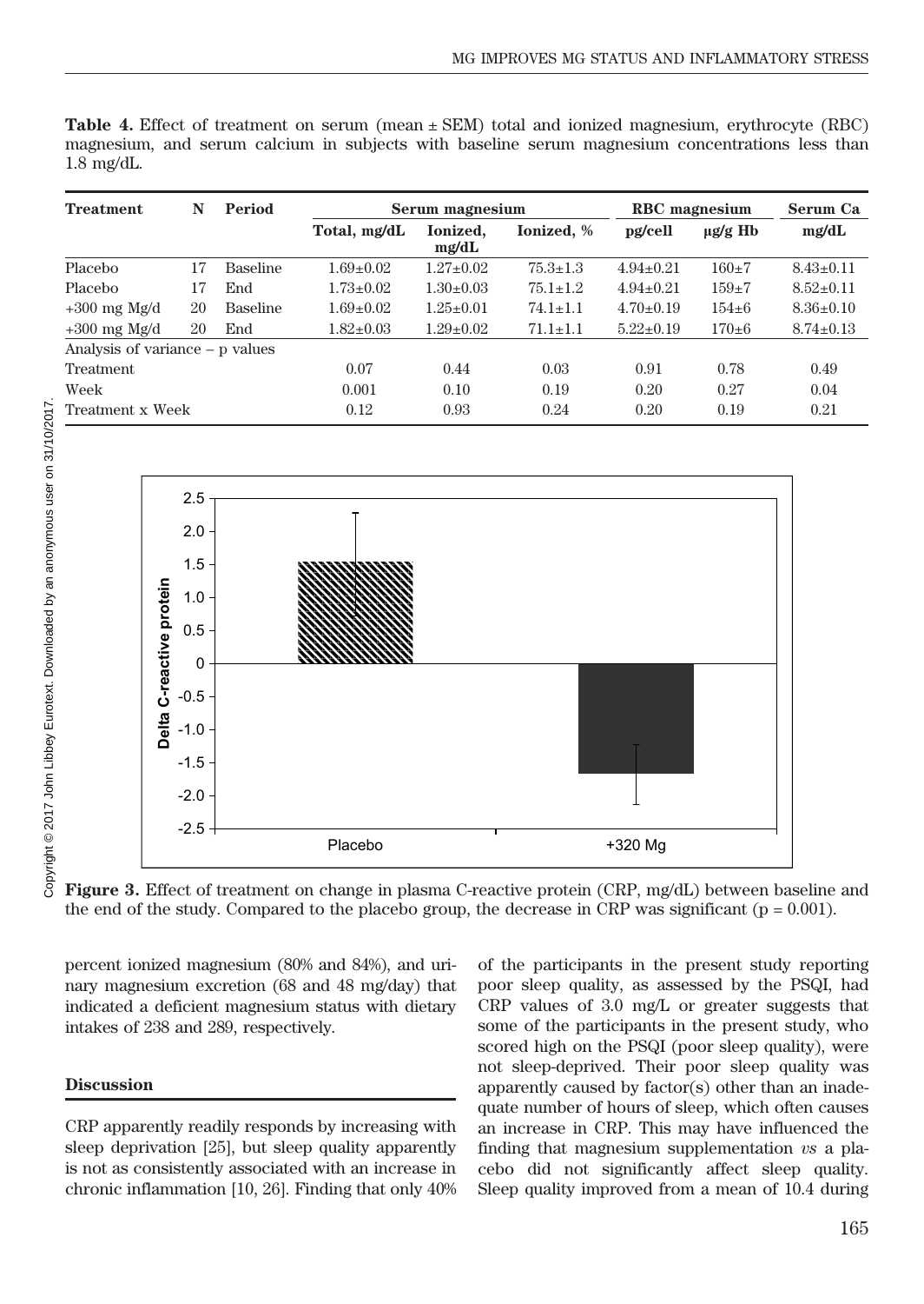**Table 4.** Effect of treatment on serum (mean ± SEM) total and ionized magnesium, erythrocyte (RBC) magnesium, and serum calcium in subjects with baseline serum magnesium concentrations less than 1.8 mg/dL.

| Treatment | N | Period | Serum magnesium | | | RBC magnesium | | Serum Ca |
|---|---|---|---|---|---|---|---|---|
| | | | Total, mg/dL | Ionized, mg/dL | Ionized, % | pg/cell | µg/g Hb | mg/dL |
| Placebo | 17 | Baseline | 1.69±0.02 | 1.27±0.02 | 75.3±1.3 | 4.94±0.21 | 160±7 | 8.43±0.11 |
| Placebo | 17 | End | 1.73±0.02 | 1.30±0.03 | 75.1±1.2 | 4.94±0.21 | 159±7 | 8.52±0.11 |
| +300 mg Mg/d | 20 | Baseline | 1.69±0.02 | 1.25±0.01 | 74.1±1.1 | 4.70±0.19 | 154±6 | 8.36±0.10 |
| +300 mg Mg/d | 20 | End | 1.82±0.03 | 1.29±0.02 | 71.1±1.1 | 5.22±0.19 | 170±6 | 8.74±0.13 |
| Analysis of variance – p values | | | | | | | | |
| Treatment | | | 0.07 | 0.44 | 0.03 | 0.91 | 0.78 | 0.49 |
| Week | | | 0.001 | 0.10 | 0.19 | 0.20 | 0.27 | 0.04 |
| Treatment x Week | | | 0.12 | 0.93 | 0.24 | 0.20 | 0.19 | 0.21 |

**Figure 3.** Effect of treatment on change in plasma C-reactive protein (CRP, mg/dL) between baseline and the end of the study. Compared to the placebo group, the decrease in CRP was significant (p = 0.001).

percent ionized magnesium (80% and 84%), and urinary magnesium excretion (68 and 48 mg/day) that indicated a deficient magnesium status with dietary intakes of 238 and 289, respectively.

## Discussion

CRP apparently readily responds by increasing with sleep deprivation [25], but sleep quality apparently is not as consistently associated with an increase in chronic inflammation [10, 26]. Finding that only 40% of the participants in the present study reporting poor sleep quality, as assessed by the PSQI, had CRP values of 3.0 mg/L or greater suggests that some of the participants in the present study, who scored high on the PSQI (poor sleep quality), were not sleep-deprived. Their poor sleep quality was apparently caused by factor(s) other than an inadequate number of hours of sleep, which often causes an increase in CRP. This may have influenced the finding that magnesium supplementation *vs* a placebo did not significantly affect sleep quality. Sleep quality improved from a mean of 10.4 during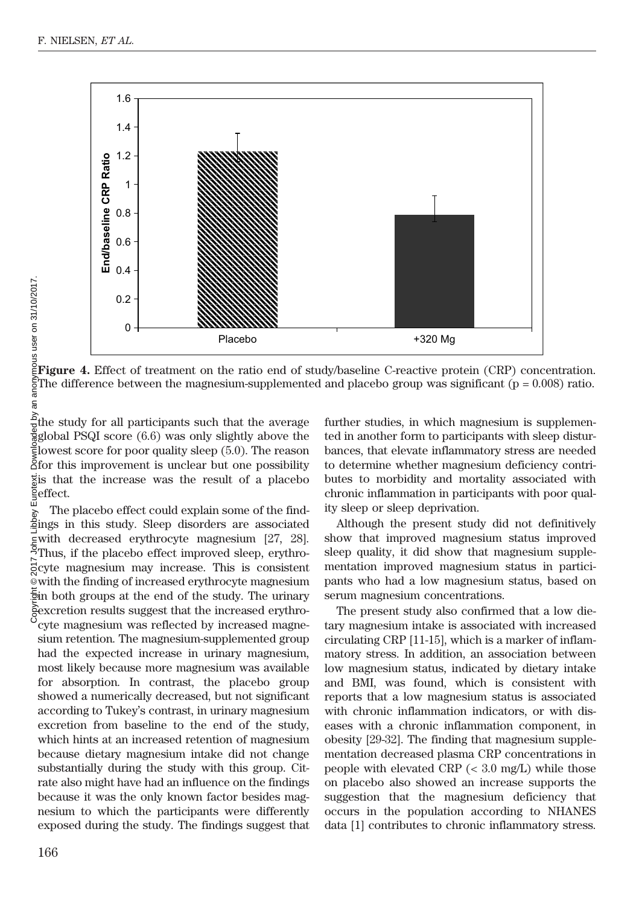**Figure 4.** Effect of treatment on the ratio end of study/baseline C-reactive protein (CRP) concentration. The difference between the magnesium-supplemented and placebo group was significant (p = 0.008) ratio.

the study for all participants such that the average global PSQI score (6.6) was only slightly above the lowest score for poor quality sleep (5.0). The reason for this improvement is unclear but one possibility is that the increase was the result of a placebo effect.

The placebo effect could explain some of the findings in this study. Sleep disorders are associated with decreased erythrocyte magnesium [27, 28]. Thus, if the placebo effect improved sleep, erythrocyte magnesium may increase. This is consistent with the finding of increased erythrocyte magnesium in both groups at the end of the study. The urinary excretion results suggest that the increased erythrocyte magnesium was reflected by increased magnesium retention. The magnesium-supplemented group had the expected increase in urinary magnesium, most likely because more magnesium was available for absorption. In contrast, the placebo group showed a numerically decreased, but not significant according to Tukey's contrast, in urinary magnesium excretion from baseline to the end of the study, which hints at an increased retention of magnesium because dietary magnesium intake did not change substantially during the study with this group. Citrate also might have had an influence on the findings because it was the only known factor besides magnesium to which the participants were differently exposed during the study. The findings suggest that further studies, in which magnesium is supplemented in another form to participants with sleep disturbances, that elevate inflammatory stress are needed to determine whether magnesium deficiency contributes to morbidity and mortality associated with chronic inflammation in participants with poor quality sleep or sleep deprivation.

Although the present study did not definitively show that improved magnesium status improved sleep quality, it did show that magnesium supplementation improved magnesium status in participants who had a low magnesium status, based on serum magnesium concentrations.

The present study also confirmed that a low dietary magnesium intake is associated with increased circulating CRP [11-15], which is a marker of inflammatory stress. In addition, an association between low magnesium status, indicated by dietary intake and BMI, was found, which is consistent with reports that a low magnesium status is associated with chronic inflammation indicators, or with diseases with a chronic inflammation component, in obesity [29-32]. The finding that magnesium supplementation decreased plasma CRP concentrations in people with elevated CRP (< 3.0 mg/L) while those on placebo also showed an increase supports the suggestion that the magnesium deficiency that occurs in the population according to NHANES data [1] contributes to chronic inflammatory stress.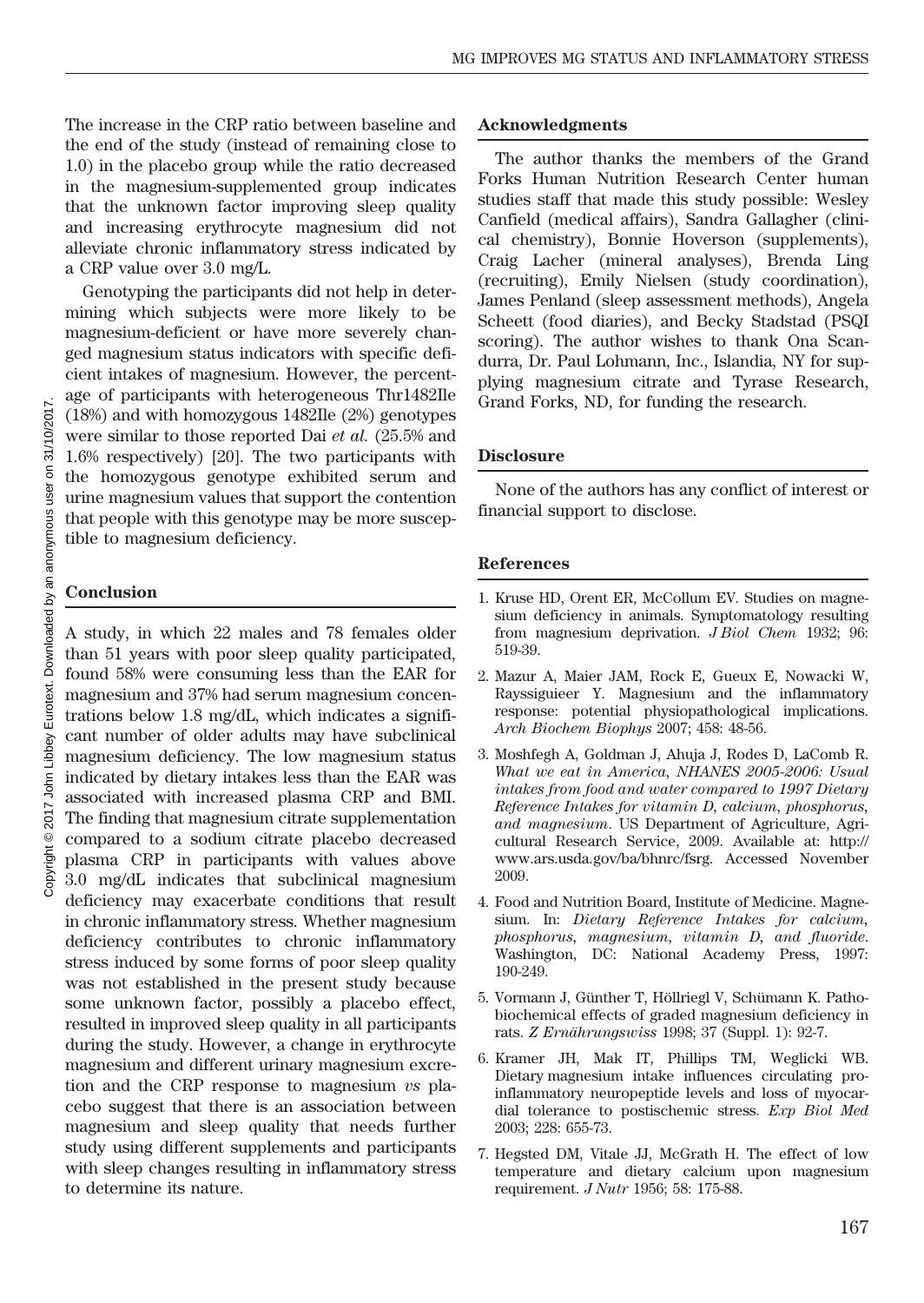The increase in the CRP ratio between baseline and the end of the study (instead of remaining close to 1.0) in the placebo group while the ratio decreased in the magnesium-supplemented group indicates that the unknown factor improving sleep quality and increasing erythrocyte magnesium did not alleviate chronic inflammatory stress indicated by a CRP value over 3.0 mg/L.

Genotyping the participants did not help in determining which subjects were more likely to be magnesium-deficient or have more severely changed magnesium status indicators with specific deficient intakes of magnesium. However, the percentage of participants with heterogeneous Thr1482Ile (18%) and with homozygous 1482Ile (2%) genotypes were similar to those reported Dai *et al.* (25.5% and 1.6% respectively) [20]. The two participants with the homozygous genotype exhibited serum and urine magnesium values that support the contention that people with this genotype may be more susceptible to magnesium deficiency.

## Conclusion

A study, in which 22 males and 78 females older than 51 years with poor sleep quality participated, found 58% were consuming less than the EAR for magnesium and 37% had serum magnesium concentrations below 1.8 mg/dL, which indicates a significant number of older adults may have subclinical magnesium deficiency. The low magnesium status indicated by dietary intakes less than the EAR was associated with increased plasma CRP and BMI. The finding that magnesium citrate supplementation compared to a sodium citrate placebo decreased plasma CRP in participants with values above 3.0 mg/dL indicates that subclinical magnesium deficiency may exacerbate conditions that result in chronic inflammatory stress. Whether magnesium deficiency contributes to chronic inflammatory stress induced by some forms of poor sleep quality was not established in the present study because some unknown factor, possibly a placebo effect, resulted in improved sleep quality in all participants during the study. However, a change in erythrocyte magnesium and different urinary magnesium excretion and the CRP response to magnesium *vs* placebo suggest that there is an association between magnesium and sleep quality that needs further study using different supplements and participants with sleep changes resulting in inflammatory stress to determine its nature.

## Acknowledgments

The author thanks the members of the Grand Forks Human Nutrition Research Center human studies staff that made this study possible: Wesley Canfield (medical affairs), Sandra Gallagher (clinical chemistry), Bonnie Hoverson (supplements), Craig Lacher (mineral analyses), Brenda Ling (recruiting), Emily Nielsen (study coordination), James Penland (sleep assessment methods), Angela Scheett (food diaries), and Becky Stadstad (PSQI scoring). The author wishes to thank Ona Scandurra, Dr. Paul Lohmann, Inc., Islandia, NY for supplying magnesium citrate and Tyrase Research, Grand Forks, ND, for funding the research.

## Disclosure

None of the authors has any conflict of interest or financial support to disclose.

## References

1. Kruse HD, Orent ER, McCollum EV. Studies on magnesium deficiency in animals. Symptomatology resulting from magnesium deprivation. *J Biol Chem* 1932; 96: 519-39.
2. Mazur A, Maier JAM, Rock E, Gueux E, Nowacki W, Rayssiguieer Y. Magnesium and the inflammatory response: potential physiopathological implications. *Arch Biochem Biophys* 2007; 458: 48-56.
3. Moshfegh A, Goldman J, Ahuja J, Rodes D, LaComb R. *What we eat in America, NHANES 2005-2006: Usual intakes from food and water compared to 1997 Dietary Reference Intakes for vitamin D, calcium, phosphorus, and magnesium.* US Department of Agriculture, Agricultural Research Service, 2009. Available at: http://www.ars.usda.gov/ba/bhnrc/fsrg. Accessed November 2009.
4. Food and Nutrition Board, Institute of Medicine. Magnesium. In: *Dietary Reference Intakes for calcium, phosphorus, magnesium, vitamin D, and fluoride.* Washington, DC: National Academy Press, 1997: 190-249.
5. Vormann J, Günther T, Höllriegl V, Schümann K. Pathobiochemical effects of graded magnesium deficiency in rats. *Z Ernährungswiss* 1998; 37 (Suppl. 1): 92-7.
6. Kramer JH, Mak IT, Phillips TM, Weglicki WB. Dietary magnesium intake influences circulating proinflammatory neuropeptide levels and loss of myocardial tolerance to postischemic stress. *Exp Biol Med* 2003; 228: 655-73.
7. Hegsted DM, Vitale JJ, McGrath H. The effect of low temperature and dietary calcium upon magnesium requirement. *J Nutr* 1956; 58: 175-88.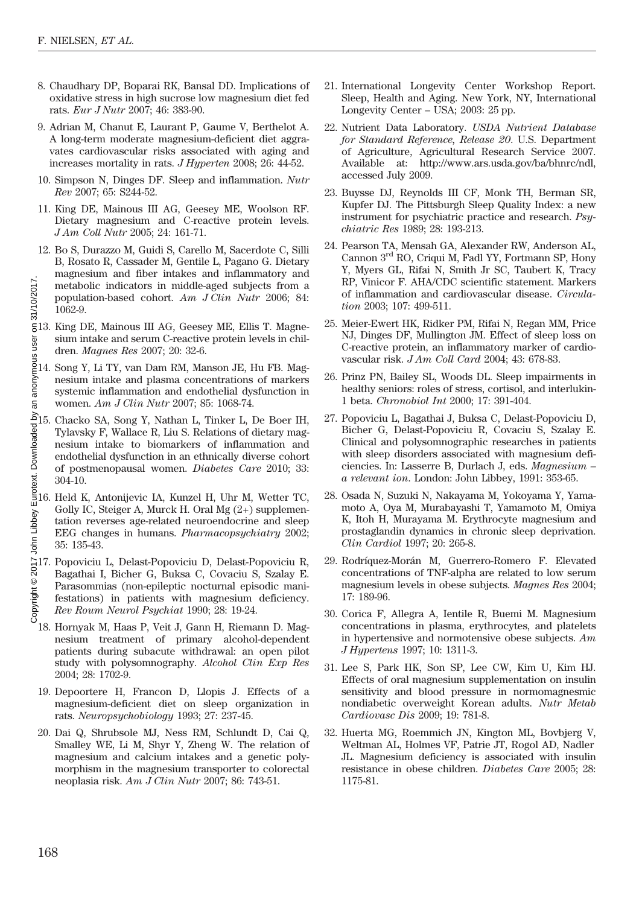8. Chaudhary DP, Boparai RK, Bansal DD. Implications of oxidative stress in high sucrose low magnesium diet fed rats. *Eur J Nutr* 2007; 46: 383-90.

9. Adrian M, Chanut E, Laurant P, Gaume V, Berthelot A. A long-term moderate magnesium-deficient diet aggravates cardiovascular risks associated with aging and increases mortality in rats. *J Hyperten* 2008; 26: 44-52.

10. Simpson N, Dinges DF. Sleep and inflammation. *Nutr Rev* 2007; 65: S244-52.

11. King DE, Mainous III AG, Geesey ME, Woolson RF. Dietary magnesium and C-reactive protein levels. *J Am Coll Nutr* 2005; 24: 161-71.

12. Bo S, Durazzo M, Guidi S, Carello M, Sacerdote C, Silli B, Rosato R, Cassader M, Gentile L, Pagano G. Dietary magnesium and fiber intakes and inflammatory and metabolic indicators in middle-aged subjects from a population-based cohort. *Am J Clin Nutr* 2006; 84: 1062-9.

13. King DE, Mainous III AG, Geesey ME, Ellis T. Magnesium intake and serum C-reactive protein levels in children. *Magnes Res* 2007; 20: 32-6.

14. Song Y, Li TY, van Dam RM, Manson JE, Hu FB. Magnesium intake and plasma concentrations of markers systemic inflammation and endothelial dysfunction in women. *Am J Clin Nutr* 2007; 85: 1068-74.

15. Chacko SA, Song Y, Nathan L, Tinker L, De Boer IH, Tylavsky F, Wallace R, Liu S. Relations of dietary magnesium intake to biomarkers of inflammation and endothelial dysfunction in an ethnically diverse cohort of postmenopausal women. *Diabetes Care* 2010; 33: 304-10.

16. Held K, Antonijevic IA, Kunzel H, Uhr M, Wetter TC, Golly IC, Steiger A, Murck H. Oral Mg (2+) supplementation reverses age-related neuroendocrine and sleep EEG changes in humans. *Pharmacopsychiatry* 2002; 35: 135-43.

17. Popoviciu L, Delast-Popoviciu D, Delast-Popoviciu R, Bagathai I, Bicher G, Buksa C, Covaciu S, Szalay E. Parasommias (non-epileptic nocturnal episodic manifestations) in patients with magnesium deficiency. *Rev Roum Neurol Psychiat* 1990; 28: 19-24.

18. Hornyak M, Haas P, Veit J, Gann H, Riemann D. Magnesium treatment of primary alcohol-dependent patients during subacute withdrawal: an open pilot study with polysomnography. *Alcohol Clin Exp Res* 2004; 28: 1702-9.

19. Depoortere H, Francon D, Llopis J. Effects of a magnesium-deficient diet on sleep organization in rats. *Neuropsychobiology* 1993; 27: 237-45.

20. Dai Q, Shrubsole MJ, Ness RM, Schlundt D, Cai Q, Smalley WE, Li M, Shyr Y, Zheng W. The relation of magnesium and calcium intakes and a genetic polymorphism in the magnesium transporter to colorectal neoplasia risk. *Am J Clin Nutr* 2007; 86: 743-51.

21. International Longevity Center Workshop Report. Sleep, Health and Aging. New York, NY, International Longevity Center – USA; 2003: 25 pp.

22. Nutrient Data Laboratory. *USDA Nutrient Database for Standard Reference, Release 20*. U.S. Department of Agriculture, Agricultural Research Service 2007. Available at: http://www.ars.usda.gov/ba/bhnrc/ndl, accessed July 2009.

23. Buysse DJ, Reynolds III CF, Monk TH, Berman SR, Kupfer DJ. The Pittsburgh Sleep Quality Index: a new instrument for psychiatric practice and research. *Psychiatric Res* 1989; 28: 193-213.

24. Pearson TA, Mensah GA, Alexander RW, Anderson AL, Cannon 3rd RO, Criqui M, Fadl YY, Fortmann SP, Hony Y, Myers GL, Rifai N, Smith Jr SC, Taubert K, Tracy RP, Vinicor F. AHA/CDC scientific statement. Markers of inflammation and cardiovascular disease. *Circulation* 2003; 107: 499-511.

25. Meier-Ewert HK, Ridker PM, Rifai N, Regan MM, Price NJ, Dinges DF, Mullington JM. Effect of sleep loss on C-reactive protein, an inflammatory marker of cardiovascular risk. *J Am Coll Card* 2004; 43: 678-83.

26. Prinz PN, Bailey SL, Woods DL. Sleep impairments in healthy seniors: roles of stress, cortisol, and interlukin-1 beta. *Chronobiol Int* 2000; 17: 391-404.

27. Popoviciu L, Bagathai J, Buksa C, Delast-Popoviciu D, Bicher G, Delast-Popoviciu R, Covaciu S, Szalay E. Clinical and polysomnographic researches in patients with sleep disorders associated with magnesium deficiencies. In: Lasserre B, Durlach J, eds. *Magnesium – a relevant ion*. London: John Libbey, 1991: 353-65.

28. Osada N, Suzuki N, Nakayama M, Yokoyama Y, Yamamoto A, Oya M, Murabayashi T, Yamamoto M, Omiya K, Itoh H, Murayama M. Erythrocyte magnesium and prostaglandin dynamics in chronic sleep deprivation. *Clin Cardiol* 1997; 20: 265-8.

29. Rodríquez-Morán M, Guerrero-Romero F. Elevated concentrations of TNF-alpha are related to low serum magnesium levels in obese subjects. *Magnes Res* 2004; 17: 189-96.

30. Corica F, Allegra A, Ientile R, Buemi M. Magnesium concentrations in plasma, erythrocytes, and platelets in hypertensive and normotensive obese subjects. *Am J Hypertens* 1997; 10: 1311-3.

31. Lee S, Park HK, Son SP, Lee CW, Kim U, Kim HJ. Effects of oral magnesium supplementation on insulin sensitivity and blood pressure in normomagnesmic nondiabetic overweight Korean adults. *Nutr Metab Cardiovasc Dis* 2009; 19: 781-8.

32. Huerta MG, Roemmich JN, Kington ML, Bovbjerg V, Weltman AL, Holmes VF, Patrie JT, Rogol AD, Nadler JL. Magnesium deficiency is associated with insulin resistance in obese children. *Diabetes Care* 2005; 28: 1175-81.